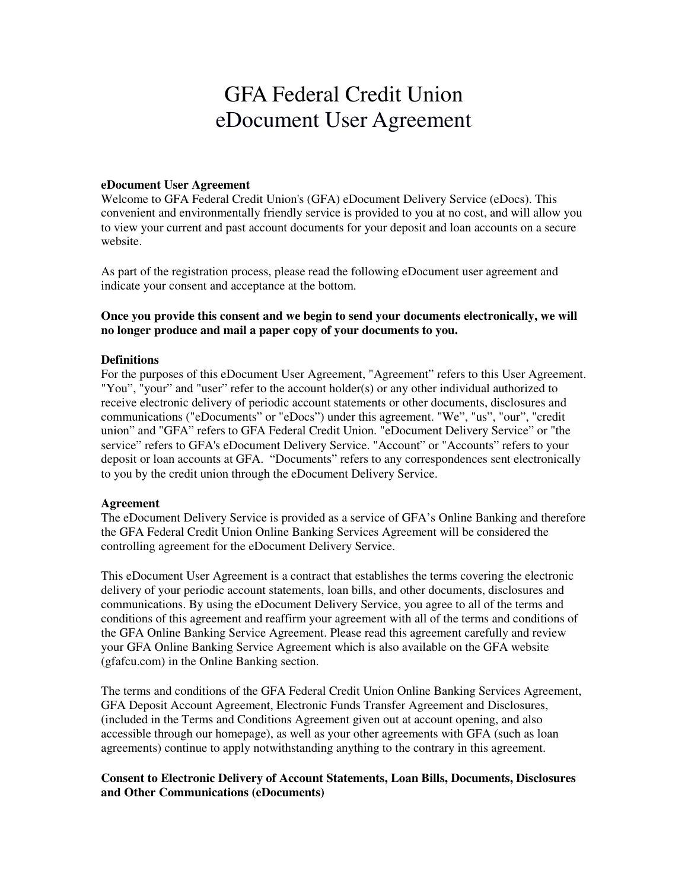# GFA Federal Credit Union
# eDocument User Agreement

**eDocument User Agreement**
Welcome to GFA Federal Credit Union's (GFA) eDocument Delivery Service (eDocs). This convenient and environmentally friendly service is provided to you at no cost, and will allow you to view your current and past account documents for your deposit and loan accounts on a secure website.

As part of the registration process, please read the following eDocument user agreement and indicate your consent and acceptance at the bottom.

**Once you provide this consent and we begin to send your documents electronically, we will no longer produce and mail a paper copy of your documents to you.**

**Definitions**
For the purposes of this eDocument User Agreement, "Agreement" refers to this User Agreement. "You", "your" and "user" refer to the account holder(s) or any other individual authorized to receive electronic delivery of periodic account statements or other documents, disclosures and communications ("eDocuments" or "eDocs") under this agreement. "We", "us", "our", "credit union" and "GFA" refers to GFA Federal Credit Union. "eDocument Delivery Service" or "the service" refers to GFA's eDocument Delivery Service. "Account" or "Accounts" refers to your deposit or loan accounts at GFA. "Documents" refers to any correspondences sent electronically to you by the credit union through the eDocument Delivery Service.

**Agreement**
The eDocument Delivery Service is provided as a service of GFA's Online Banking and therefore the GFA Federal Credit Union Online Banking Services Agreement will be considered the controlling agreement for the eDocument Delivery Service.

This eDocument User Agreement is a contract that establishes the terms covering the electronic delivery of your periodic account statements, loan bills, and other documents, disclosures and communications. By using the eDocument Delivery Service, you agree to all of the terms and conditions of this agreement and reaffirm your agreement with all of the terms and conditions of the GFA Online Banking Service Agreement. Please read this agreement carefully and review your GFA Online Banking Service Agreement which is also available on the GFA website (gfafcu.com) in the Online Banking section.

The terms and conditions of the GFA Federal Credit Union Online Banking Services Agreement, GFA Deposit Account Agreement, Electronic Funds Transfer Agreement and Disclosures, (included in the Terms and Conditions Agreement given out at account opening, and also accessible through our homepage), as well as your other agreements with GFA (such as loan agreements) continue to apply notwithstanding anything to the contrary in this agreement.

**Consent to Electronic Delivery of Account Statements, Loan Bills, Documents, Disclosures and Other Communications (eDocuments)**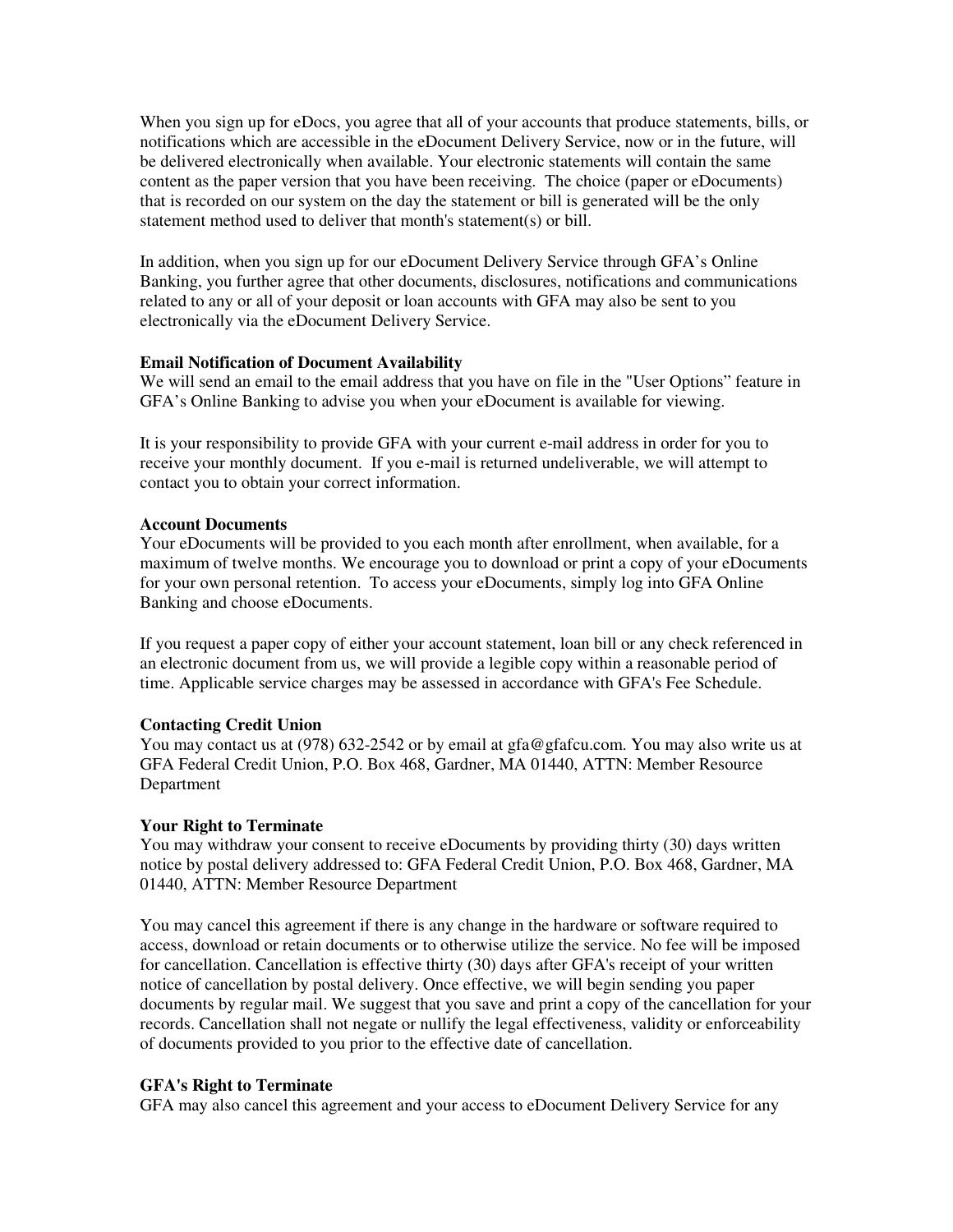When you sign up for eDocs, you agree that all of your accounts that produce statements, bills, or notifications which are accessible in the eDocument Delivery Service, now or in the future, will be delivered electronically when available. Your electronic statements will contain the same content as the paper version that you have been receiving. The choice (paper or eDocuments) that is recorded on our system on the day the statement or bill is generated will be the only statement method used to deliver that month's statement(s) or bill.

In addition, when you sign up for our eDocument Delivery Service through GFA's Online Banking, you further agree that other documents, disclosures, notifications and communications related to any or all of your deposit or loan accounts with GFA may also be sent to you electronically via the eDocument Delivery Service.

**Email Notification of Document Availability**

We will send an email to the email address that you have on file in the "User Options" feature in GFA's Online Banking to advise you when your eDocument is available for viewing.

It is your responsibility to provide GFA with your current e-mail address in order for you to receive your monthly document. If you e-mail is returned undeliverable, we will attempt to contact you to obtain your correct information.

**Account Documents**

Your eDocuments will be provided to you each month after enrollment, when available, for a maximum of twelve months. We encourage you to download or print a copy of your eDocuments for your own personal retention. To access your eDocuments, simply log into GFA Online Banking and choose eDocuments.

If you request a paper copy of either your account statement, loan bill or any check referenced in an electronic document from us, we will provide a legible copy within a reasonable period of time. Applicable service charges may be assessed in accordance with GFA's Fee Schedule.

**Contacting Credit Union**

You may contact us at (978) 632-2542 or by email at gfa@gfafcu.com. You may also write us at GFA Federal Credit Union, P.O. Box 468, Gardner, MA 01440, ATTN: Member Resource Department

**Your Right to Terminate**

You may withdraw your consent to receive eDocuments by providing thirty (30) days written notice by postal delivery addressed to: GFA Federal Credit Union, P.O. Box 468, Gardner, MA 01440, ATTN: Member Resource Department

You may cancel this agreement if there is any change in the hardware or software required to access, download or retain documents or to otherwise utilize the service. No fee will be imposed for cancellation. Cancellation is effective thirty (30) days after GFA's receipt of your written notice of cancellation by postal delivery. Once effective, we will begin sending you paper documents by regular mail. We suggest that you save and print a copy of the cancellation for your records. Cancellation shall not negate or nullify the legal effectiveness, validity or enforceability of documents provided to you prior to the effective date of cancellation.

**GFA's Right to Terminate**

GFA may also cancel this agreement and your access to eDocument Delivery Service for any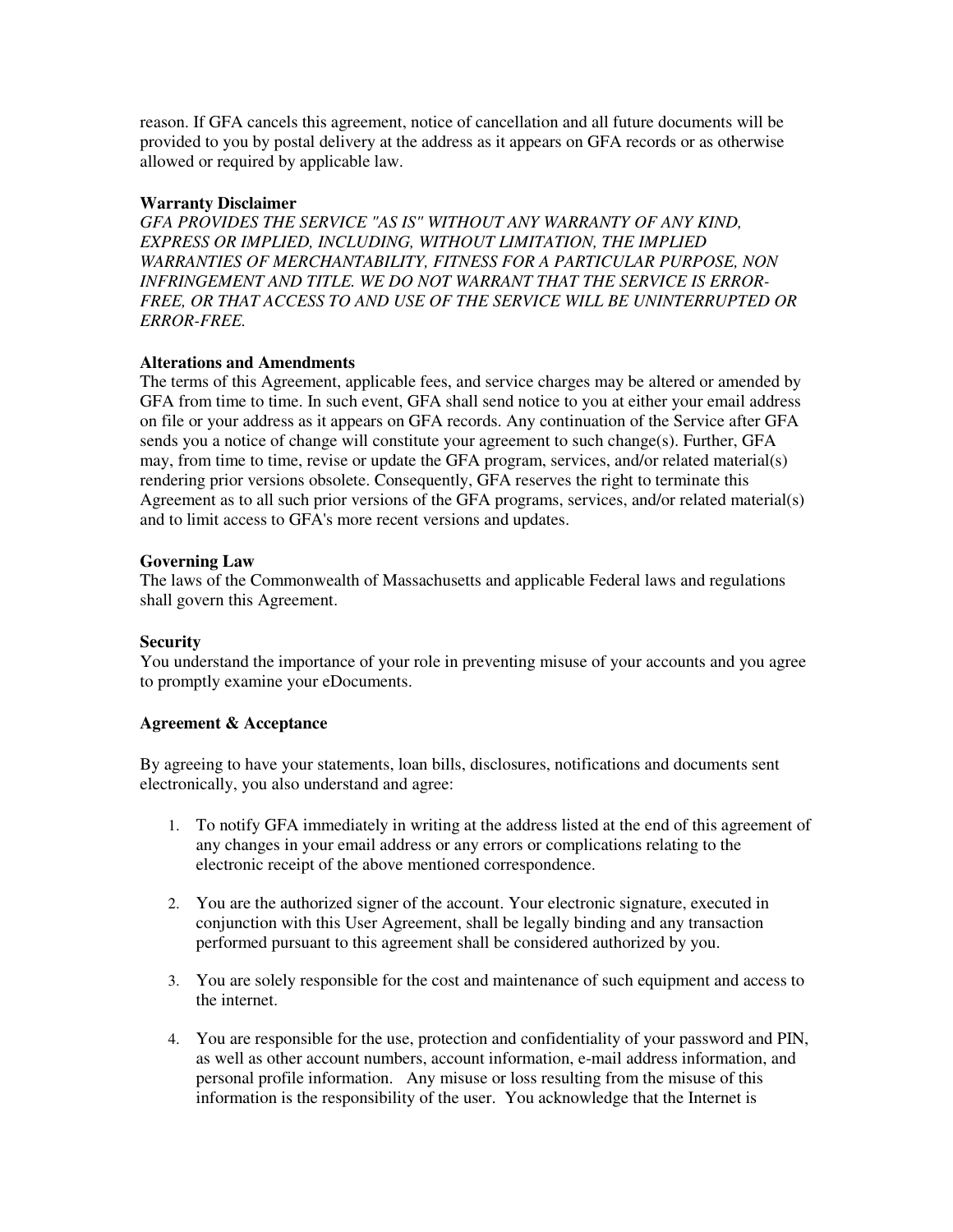reason. If GFA cancels this agreement, notice of cancellation and all future documents will be provided to you by postal delivery at the address as it appears on GFA records or as otherwise allowed or required by applicable law.

**Warranty Disclaimer**

*GFA PROVIDES THE SERVICE "AS IS" WITHOUT ANY WARRANTY OF ANY KIND, EXPRESS OR IMPLIED, INCLUDING, WITHOUT LIMITATION, THE IMPLIED WARRANTIES OF MERCHANTABILITY, FITNESS FOR A PARTICULAR PURPOSE, NON INFRINGEMENT AND TITLE. WE DO NOT WARRANT THAT THE SERVICE IS ERROR-FREE, OR THAT ACCESS TO AND USE OF THE SERVICE WILL BE UNINTERRUPTED OR ERROR-FREE.*

**Alterations and Amendments**

The terms of this Agreement, applicable fees, and service charges may be altered or amended by GFA from time to time. In such event, GFA shall send notice to you at either your email address on file or your address as it appears on GFA records. Any continuation of the Service after GFA sends you a notice of change will constitute your agreement to such change(s). Further, GFA may, from time to time, revise or update the GFA program, services, and/or related material(s) rendering prior versions obsolete. Consequently, GFA reserves the right to terminate this Agreement as to all such prior versions of the GFA programs, services, and/or related material(s) and to limit access to GFA's more recent versions and updates.

**Governing Law**

The laws of the Commonwealth of Massachusetts and applicable Federal laws and regulations shall govern this Agreement.

**Security**

You understand the importance of your role in preventing misuse of your accounts and you agree to promptly examine your eDocuments.

**Agreement & Acceptance**

By agreeing to have your statements, loan bills, disclosures, notifications and documents sent electronically, you also understand and agree:

1. To notify GFA immediately in writing at the address listed at the end of this agreement of any changes in your email address or any errors or complications relating to the electronic receipt of the above mentioned correspondence.

2. You are the authorized signer of the account. Your electronic signature, executed in conjunction with this User Agreement, shall be legally binding and any transaction performed pursuant to this agreement shall be considered authorized by you.

3. You are solely responsible for the cost and maintenance of such equipment and access to the internet.

4. You are responsible for the use, protection and confidentiality of your password and PIN, as well as other account numbers, account information, e-mail address information, and personal profile information. Any misuse or loss resulting from the misuse of this information is the responsibility of the user. You acknowledge that the Internet is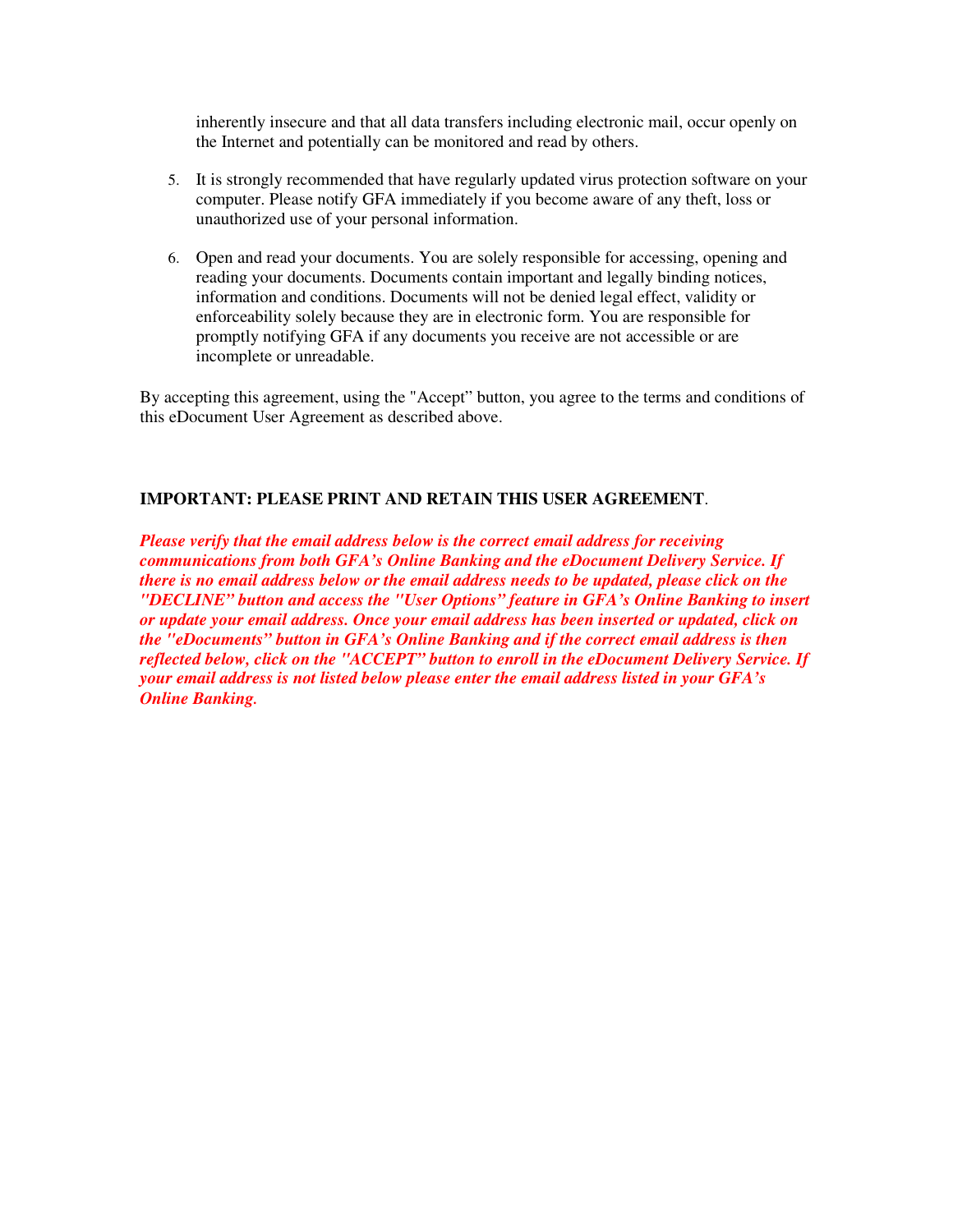inherently insecure and that all data transfers including electronic mail, occur openly on the Internet and potentially can be monitored and read by others.

5. It is strongly recommended that have regularly updated virus protection software on your computer. Please notify GFA immediately if you become aware of any theft, loss or unauthorized use of your personal information.

6. Open and read your documents. You are solely responsible for accessing, opening and reading your documents. Documents contain important and legally binding notices, information and conditions. Documents will not be denied legal effect, validity or enforceability solely because they are in electronic form. You are responsible for promptly notifying GFA if any documents you receive are not accessible or are incomplete or unreadable.

By accepting this agreement, using the "Accept" button, you agree to the terms and conditions of this eDocument User Agreement as described above.

**IMPORTANT: PLEASE PRINT AND RETAIN THIS USER AGREEMENT**.

***Please verify that the email address below is the correct email address for receiving communications from both GFA's Online Banking and the eDocument Delivery Service. If there is no email address below or the email address needs to be updated, please click on the "DECLINE" button and access the "User Options" feature in GFA's Online Banking to insert or update your email address. Once your email address has been inserted or updated, click on the "eDocuments" button in GFA's Online Banking and if the correct email address is then reflected below, click on the "ACCEPT" button to enroll in the eDocument Delivery Service. If your email address is not listed below please enter the email address listed in your GFA's Online Banking.***